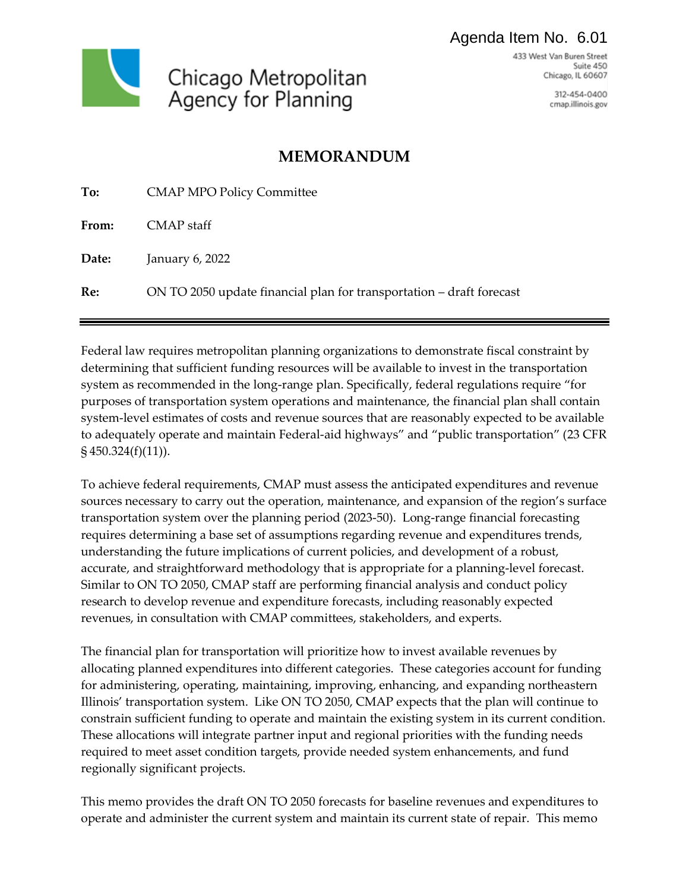Agenda Item No. 6.01

Chicago Metropolitan Agency for Planning

433 West Van Buren Street
Suite 450
Chicago, IL 60607

312-454-0400
cmap.illinois.gov

# MEMORANDUM

**To:** CMAP MPO Policy Committee

**From:** CMAP staff

**Date:** January 6, 2022

**Re:** ON TO 2050 update financial plan for transportation – draft forecast

---

Federal law requires metropolitan planning organizations to demonstrate fiscal constraint by determining that sufficient funding resources will be available to invest in the transportation system as recommended in the long-range plan. Specifically, federal regulations require "for purposes of transportation system operations and maintenance, the financial plan shall contain system-level estimates of costs and revenue sources that are reasonably expected to be available to adequately operate and maintain Federal-aid highways" and "public transportation" (23 CFR § 450.324(f)(11)).

To achieve federal requirements, CMAP must assess the anticipated expenditures and revenue sources necessary to carry out the operation, maintenance, and expansion of the region's surface transportation system over the planning period (2023-50). Long-range financial forecasting requires determining a base set of assumptions regarding revenue and expenditures trends, understanding the future implications of current policies, and development of a robust, accurate, and straightforward methodology that is appropriate for a planning-level forecast. Similar to ON TO 2050, CMAP staff are performing financial analysis and conduct policy research to develop revenue and expenditure forecasts, including reasonably expected revenues, in consultation with CMAP committees, stakeholders, and experts.

The financial plan for transportation will prioritize how to invest available revenues by allocating planned expenditures into different categories. These categories account for funding for administering, operating, maintaining, improving, enhancing, and expanding northeastern Illinois' transportation system. Like ON TO 2050, CMAP expects that the plan will continue to constrain sufficient funding to operate and maintain the existing system in its current condition. These allocations will integrate partner input and regional priorities with the funding needs required to meet asset condition targets, provide needed system enhancements, and fund regionally significant projects.

This memo provides the draft ON TO 2050 forecasts for baseline revenues and expenditures to operate and administer the current system and maintain its current state of repair. This memo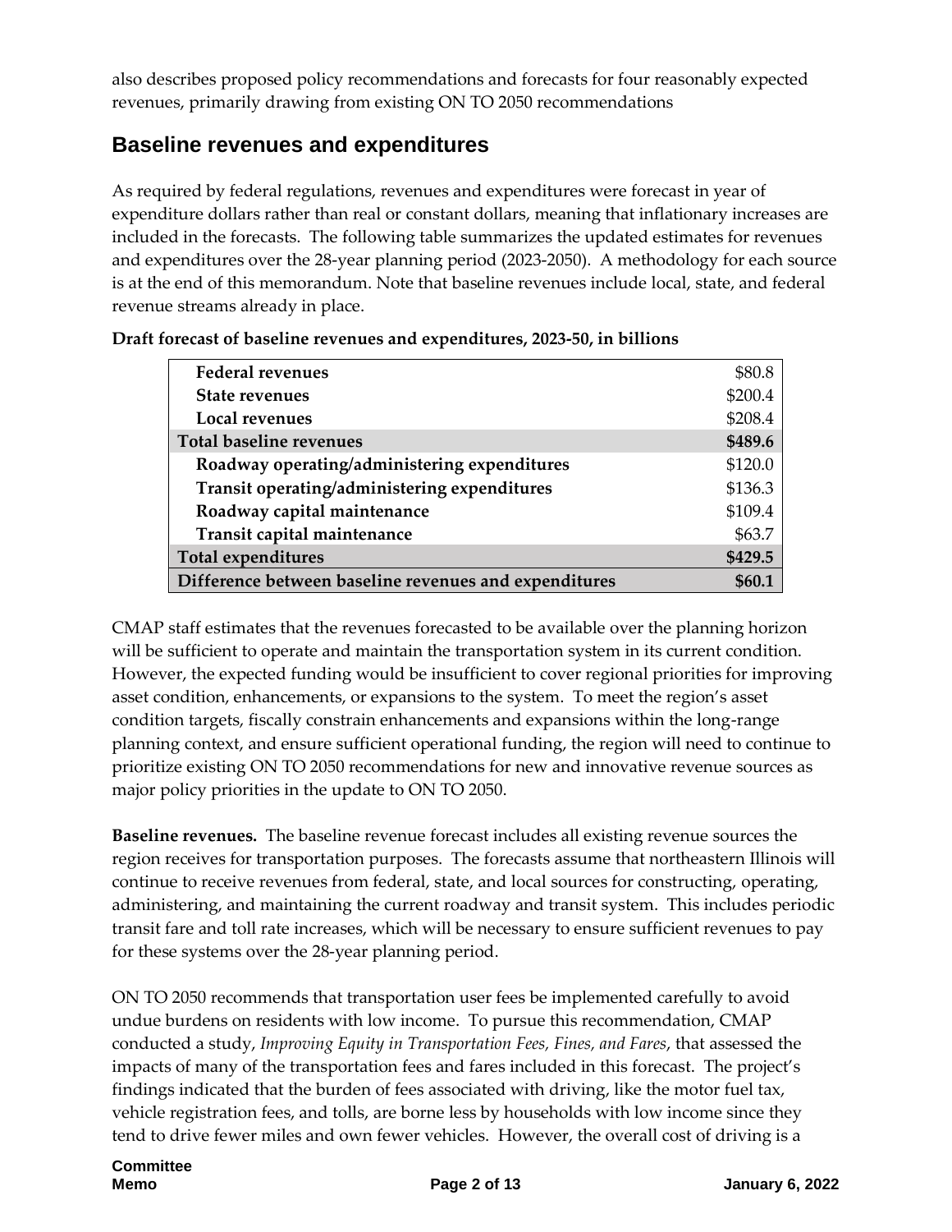also describes proposed policy recommendations and forecasts for four reasonably expected revenues, primarily drawing from existing ON TO 2050 recommendations

## Baseline revenues and expenditures

As required by federal regulations, revenues and expenditures were forecast in year of expenditure dollars rather than real or constant dollars, meaning that inflationary increases are included in the forecasts. The following table summarizes the updated estimates for revenues and expenditures over the 28-year planning period (2023-2050). A methodology for each source is at the end of this memorandum. Note that baseline revenues include local, state, and federal revenue streams already in place.

**Draft forecast of baseline revenues and expenditures, 2023-50, in billions**

| | |
|---|---|
| **Federal revenues** | $80.8 |
| **State revenues** | $200.4 |
| **Local revenues** | $208.4 |
| **Total baseline revenues** | **$489.6** |
| **Roadway operating/administering expenditures** | $120.0 |
| **Transit operating/administering expenditures** | $136.3 |
| **Roadway capital maintenance** | $109.4 |
| **Transit capital maintenance** | $63.7 |
| **Total expenditures** | **$429.5** |
| **Difference between baseline revenues and expenditures** | **$60.1** |

CMAP staff estimates that the revenues forecasted to be available over the planning horizon will be sufficient to operate and maintain the transportation system in its current condition. However, the expected funding would be insufficient to cover regional priorities for improving asset condition, enhancements, or expansions to the system. To meet the region's asset condition targets, fiscally constrain enhancements and expansions within the long-range planning context, and ensure sufficient operational funding, the region will need to continue to prioritize existing ON TO 2050 recommendations for new and innovative revenue sources as major policy priorities in the update to ON TO 2050.

**Baseline revenues.** The baseline revenue forecast includes all existing revenue sources the region receives for transportation purposes. The forecasts assume that northeastern Illinois will continue to receive revenues from federal, state, and local sources for constructing, operating, administering, and maintaining the current roadway and transit system. This includes periodic transit fare and toll rate increases, which will be necessary to ensure sufficient revenues to pay for these systems over the 28-year planning period.

ON TO 2050 recommends that transportation user fees be implemented carefully to avoid undue burdens on residents with low income. To pursue this recommendation, CMAP conducted a study, *Improving Equity in Transportation Fees, Fines, and Fares*, that assessed the impacts of many of the transportation fees and fares included in this forecast. The project's findings indicated that the burden of fees associated with driving, like the motor fuel tax, vehicle registration fees, and tolls, are borne less by households with low income since they tend to drive fewer miles and own fewer vehicles. However, the overall cost of driving is a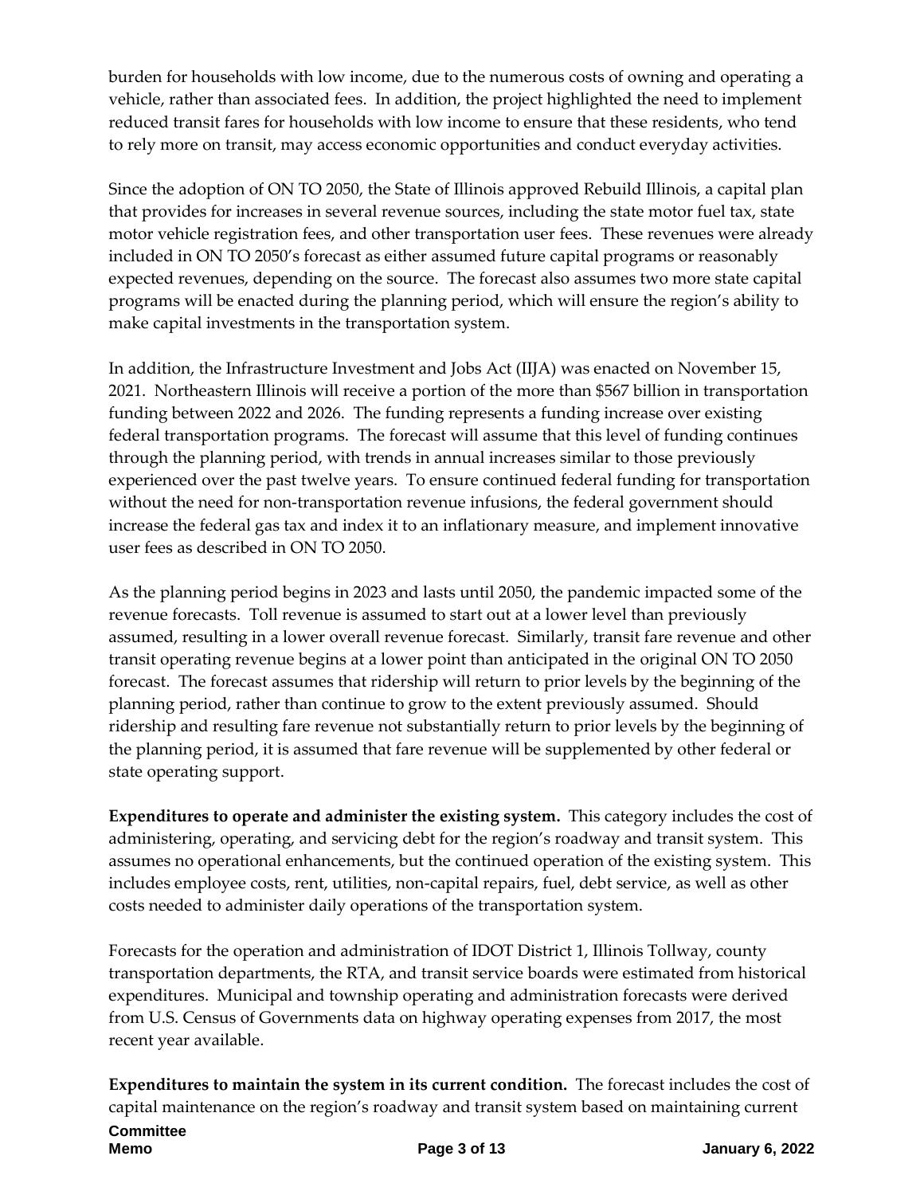burden for households with low income, due to the numerous costs of owning and operating a vehicle, rather than associated fees. In addition, the project highlighted the need to implement reduced transit fares for households with low income to ensure that these residents, who tend to rely more on transit, may access economic opportunities and conduct everyday activities.

Since the adoption of ON TO 2050, the State of Illinois approved Rebuild Illinois, a capital plan that provides for increases in several revenue sources, including the state motor fuel tax, state motor vehicle registration fees, and other transportation user fees. These revenues were already included in ON TO 2050's forecast as either assumed future capital programs or reasonably expected revenues, depending on the source. The forecast also assumes two more state capital programs will be enacted during the planning period, which will ensure the region's ability to make capital investments in the transportation system.

In addition, the Infrastructure Investment and Jobs Act (IIJA) was enacted on November 15, 2021. Northeastern Illinois will receive a portion of the more than $567 billion in transportation funding between 2022 and 2026. The funding represents a funding increase over existing federal transportation programs. The forecast will assume that this level of funding continues through the planning period, with trends in annual increases similar to those previously experienced over the past twelve years. To ensure continued federal funding for transportation without the need for non-transportation revenue infusions, the federal government should increase the federal gas tax and index it to an inflationary measure, and implement innovative user fees as described in ON TO 2050.

As the planning period begins in 2023 and lasts until 2050, the pandemic impacted some of the revenue forecasts. Toll revenue is assumed to start out at a lower level than previously assumed, resulting in a lower overall revenue forecast. Similarly, transit fare revenue and other transit operating revenue begins at a lower point than anticipated in the original ON TO 2050 forecast. The forecast assumes that ridership will return to prior levels by the beginning of the planning period, rather than continue to grow to the extent previously assumed. Should ridership and resulting fare revenue not substantially return to prior levels by the beginning of the planning period, it is assumed that fare revenue will be supplemented by other federal or state operating support.

**Expenditures to operate and administer the existing system.** This category includes the cost of administering, operating, and servicing debt for the region's roadway and transit system. This assumes no operational enhancements, but the continued operation of the existing system. This includes employee costs, rent, utilities, non-capital repairs, fuel, debt service, as well as other costs needed to administer daily operations of the transportation system.

Forecasts for the operation and administration of IDOT District 1, Illinois Tollway, county transportation departments, the RTA, and transit service boards were estimated from historical expenditures. Municipal and township operating and administration forecasts were derived from U.S. Census of Governments data on highway operating expenses from 2017, the most recent year available.

**Expenditures to maintain the system in its current condition.** The forecast includes the cost of capital maintenance on the region's roadway and transit system based on maintaining current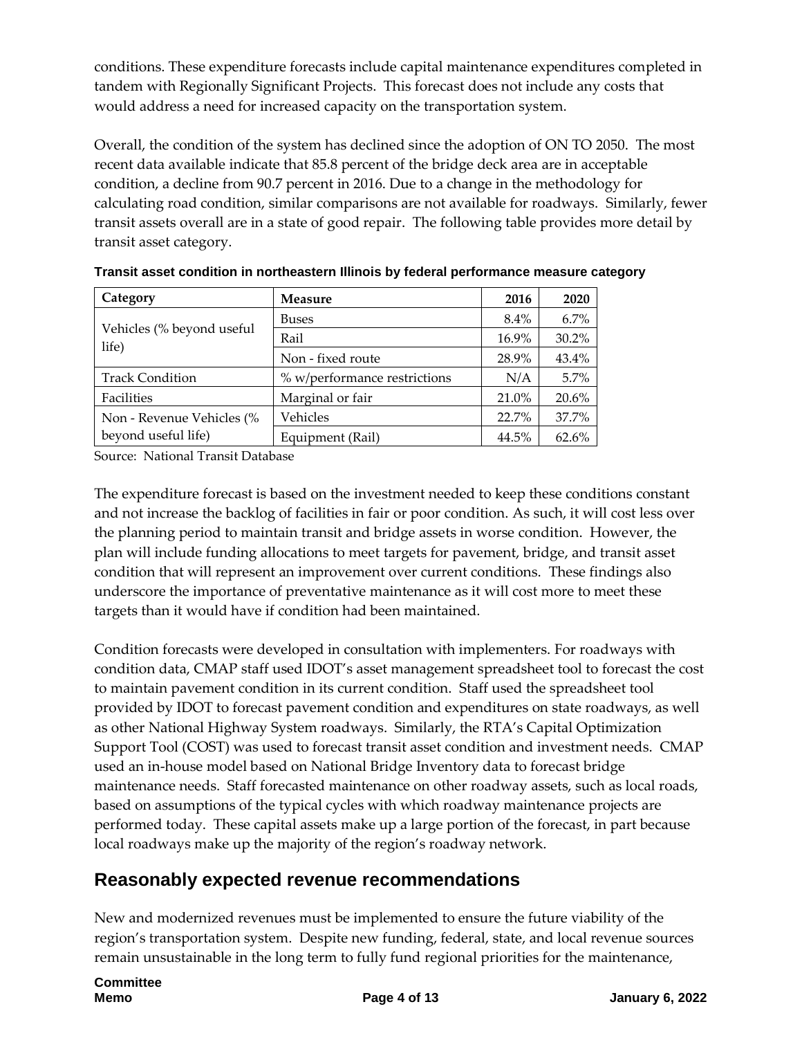conditions. These expenditure forecasts include capital maintenance expenditures completed in tandem with Regionally Significant Projects. This forecast does not include any costs that would address a need for increased capacity on the transportation system.

Overall, the condition of the system has declined since the adoption of ON TO 2050. The most recent data available indicate that 85.8 percent of the bridge deck area are in acceptable condition, a decline from 90.7 percent in 2016. Due to a change in the methodology for calculating road condition, similar comparisons are not available for roadways. Similarly, fewer transit assets overall are in a state of good repair. The following table provides more detail by transit asset category.

**Transit asset condition in northeastern Illinois by federal performance measure category**

| Category | Measure | 2016 | 2020 |
|---|---|---|---|
| Vehicles (% beyond useful life) | Buses | 8.4% | 6.7% |
| | Rail | 16.9% | 30.2% |
| | Non - fixed route | 28.9% | 43.4% |
| Track Condition | % w/performance restrictions | N/A | 5.7% |
| Facilities | Marginal or fair | 21.0% | 20.6% |
| Non - Revenue Vehicles (% beyond useful life) | Vehicles | 22.7% | 37.7% |
| | Equipment (Rail) | 44.5% | 62.6% |

Source: National Transit Database

The expenditure forecast is based on the investment needed to keep these conditions constant and not increase the backlog of facilities in fair or poor condition. As such, it will cost less over the planning period to maintain transit and bridge assets in worse condition. However, the plan will include funding allocations to meet targets for pavement, bridge, and transit asset condition that will represent an improvement over current conditions. These findings also underscore the importance of preventative maintenance as it will cost more to meet these targets than it would have if condition had been maintained.

Condition forecasts were developed in consultation with implementers. For roadways with condition data, CMAP staff used IDOT's asset management spreadsheet tool to forecast the cost to maintain pavement condition in its current condition. Staff used the spreadsheet tool provided by IDOT to forecast pavement condition and expenditures on state roadways, as well as other National Highway System roadways. Similarly, the RTA's Capital Optimization Support Tool (COST) was used to forecast transit asset condition and investment needs. CMAP used an in-house model based on National Bridge Inventory data to forecast bridge maintenance needs. Staff forecasted maintenance on other roadway assets, such as local roads, based on assumptions of the typical cycles with which roadway maintenance projects are performed today. These capital assets make up a large portion of the forecast, in part because local roadways make up the majority of the region's roadway network.

## Reasonably expected revenue recommendations

New and modernized revenues must be implemented to ensure the future viability of the region's transportation system. Despite new funding, federal, state, and local revenue sources remain unsustainable in the long term to fully fund regional priorities for the maintenance,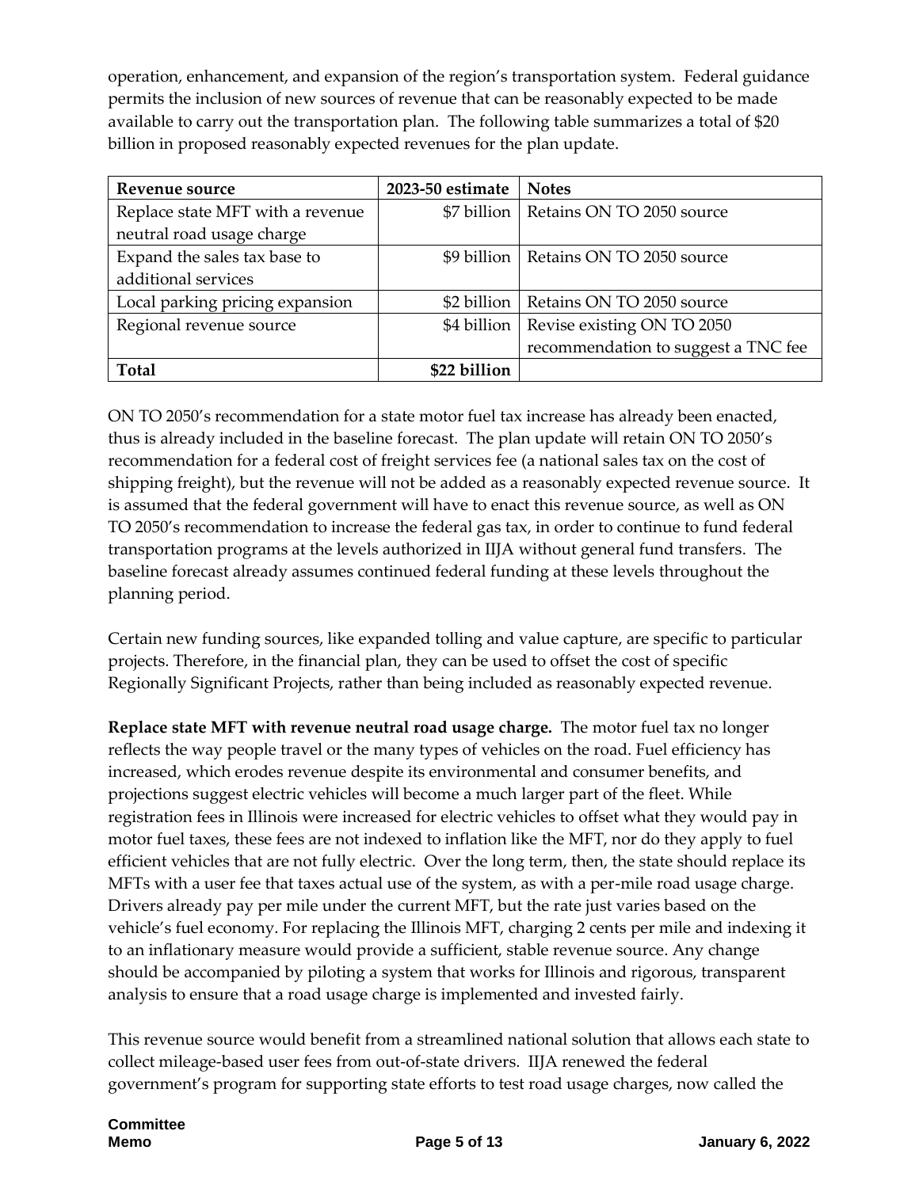operation, enhancement, and expansion of the region's transportation system. Federal guidance permits the inclusion of new sources of revenue that can be reasonably expected to be made available to carry out the transportation plan. The following table summarizes a total of $20 billion in proposed reasonably expected revenues for the plan update.

| Revenue source | 2023-50 estimate | Notes |
|---|---|---|
| Replace state MFT with a revenue neutral road usage charge | $7 billion | Retains ON TO 2050 source |
| Expand the sales tax base to additional services | $9 billion | Retains ON TO 2050 source |
| Local parking pricing expansion | $2 billion | Retains ON TO 2050 source |
| Regional revenue source | $4 billion | Revise existing ON TO 2050 recommendation to suggest a TNC fee |
| **Total** | **$22 billion** | |

ON TO 2050's recommendation for a state motor fuel tax increase has already been enacted, thus is already included in the baseline forecast. The plan update will retain ON TO 2050's recommendation for a federal cost of freight services fee (a national sales tax on the cost of shipping freight), but the revenue will not be added as a reasonably expected revenue source. It is assumed that the federal government will have to enact this revenue source, as well as ON TO 2050's recommendation to increase the federal gas tax, in order to continue to fund federal transportation programs at the levels authorized in IIJA without general fund transfers. The baseline forecast already assumes continued federal funding at these levels throughout the planning period.

Certain new funding sources, like expanded tolling and value capture, are specific to particular projects. Therefore, in the financial plan, they can be used to offset the cost of specific Regionally Significant Projects, rather than being included as reasonably expected revenue.

**Replace state MFT with revenue neutral road usage charge.** The motor fuel tax no longer reflects the way people travel or the many types of vehicles on the road. Fuel efficiency has increased, which erodes revenue despite its environmental and consumer benefits, and projections suggest electric vehicles will become a much larger part of the fleet. While registration fees in Illinois were increased for electric vehicles to offset what they would pay in motor fuel taxes, these fees are not indexed to inflation like the MFT, nor do they apply to fuel efficient vehicles that are not fully electric. Over the long term, then, the state should replace its MFTs with a user fee that taxes actual use of the system, as with a per-mile road usage charge. Drivers already pay per mile under the current MFT, but the rate just varies based on the vehicle's fuel economy. For replacing the Illinois MFT, charging 2 cents per mile and indexing it to an inflationary measure would provide a sufficient, stable revenue source. Any change should be accompanied by piloting a system that works for Illinois and rigorous, transparent analysis to ensure that a road usage charge is implemented and invested fairly.

This revenue source would benefit from a streamlined national solution that allows each state to collect mileage-based user fees from out-of-state drivers. IIJA renewed the federal government's program for supporting state efforts to test road usage charges, now called the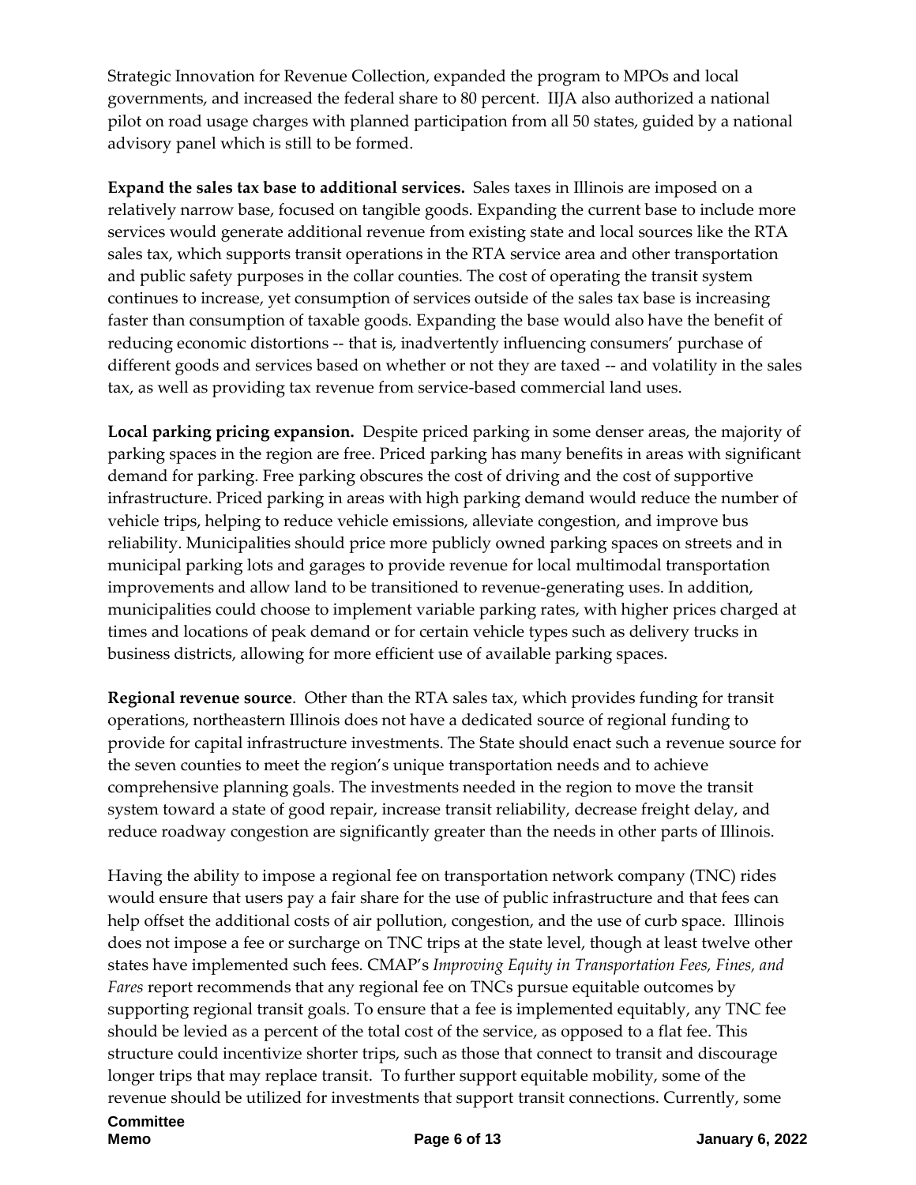Strategic Innovation for Revenue Collection, expanded the program to MPOs and local governments, and increased the federal share to 80 percent. IIJA also authorized a national pilot on road usage charges with planned participation from all 50 states, guided by a national advisory panel which is still to be formed.

**Expand the sales tax base to additional services.** Sales taxes in Illinois are imposed on a relatively narrow base, focused on tangible goods. Expanding the current base to include more services would generate additional revenue from existing state and local sources like the RTA sales tax, which supports transit operations in the RTA service area and other transportation and public safety purposes in the collar counties. The cost of operating the transit system continues to increase, yet consumption of services outside of the sales tax base is increasing faster than consumption of taxable goods. Expanding the base would also have the benefit of reducing economic distortions -- that is, inadvertently influencing consumers' purchase of different goods and services based on whether or not they are taxed -- and volatility in the sales tax, as well as providing tax revenue from service-based commercial land uses.

**Local parking pricing expansion.** Despite priced parking in some denser areas, the majority of parking spaces in the region are free. Priced parking has many benefits in areas with significant demand for parking. Free parking obscures the cost of driving and the cost of supportive infrastructure. Priced parking in areas with high parking demand would reduce the number of vehicle trips, helping to reduce vehicle emissions, alleviate congestion, and improve bus reliability. Municipalities should price more publicly owned parking spaces on streets and in municipal parking lots and garages to provide revenue for local multimodal transportation improvements and allow land to be transitioned to revenue-generating uses. In addition, municipalities could choose to implement variable parking rates, with higher prices charged at times and locations of peak demand or for certain vehicle types such as delivery trucks in business districts, allowing for more efficient use of available parking spaces.

**Regional revenue source**. Other than the RTA sales tax, which provides funding for transit operations, northeastern Illinois does not have a dedicated source of regional funding to provide for capital infrastructure investments. The State should enact such a revenue source for the seven counties to meet the region's unique transportation needs and to achieve comprehensive planning goals. The investments needed in the region to move the transit system toward a state of good repair, increase transit reliability, decrease freight delay, and reduce roadway congestion are significantly greater than the needs in other parts of Illinois.

Having the ability to impose a regional fee on transportation network company (TNC) rides would ensure that users pay a fair share for the use of public infrastructure and that fees can help offset the additional costs of air pollution, congestion, and the use of curb space. Illinois does not impose a fee or surcharge on TNC trips at the state level, though at least twelve other states have implemented such fees. CMAP's *Improving Equity in Transportation Fees, Fines, and Fares* report recommends that any regional fee on TNCs pursue equitable outcomes by supporting regional transit goals. To ensure that a fee is implemented equitably, any TNC fee should be levied as a percent of the total cost of the service, as opposed to a flat fee. This structure could incentivize shorter trips, such as those that connect to transit and discourage longer trips that may replace transit. To further support equitable mobility, some of the revenue should be utilized for investments that support transit connections. Currently, some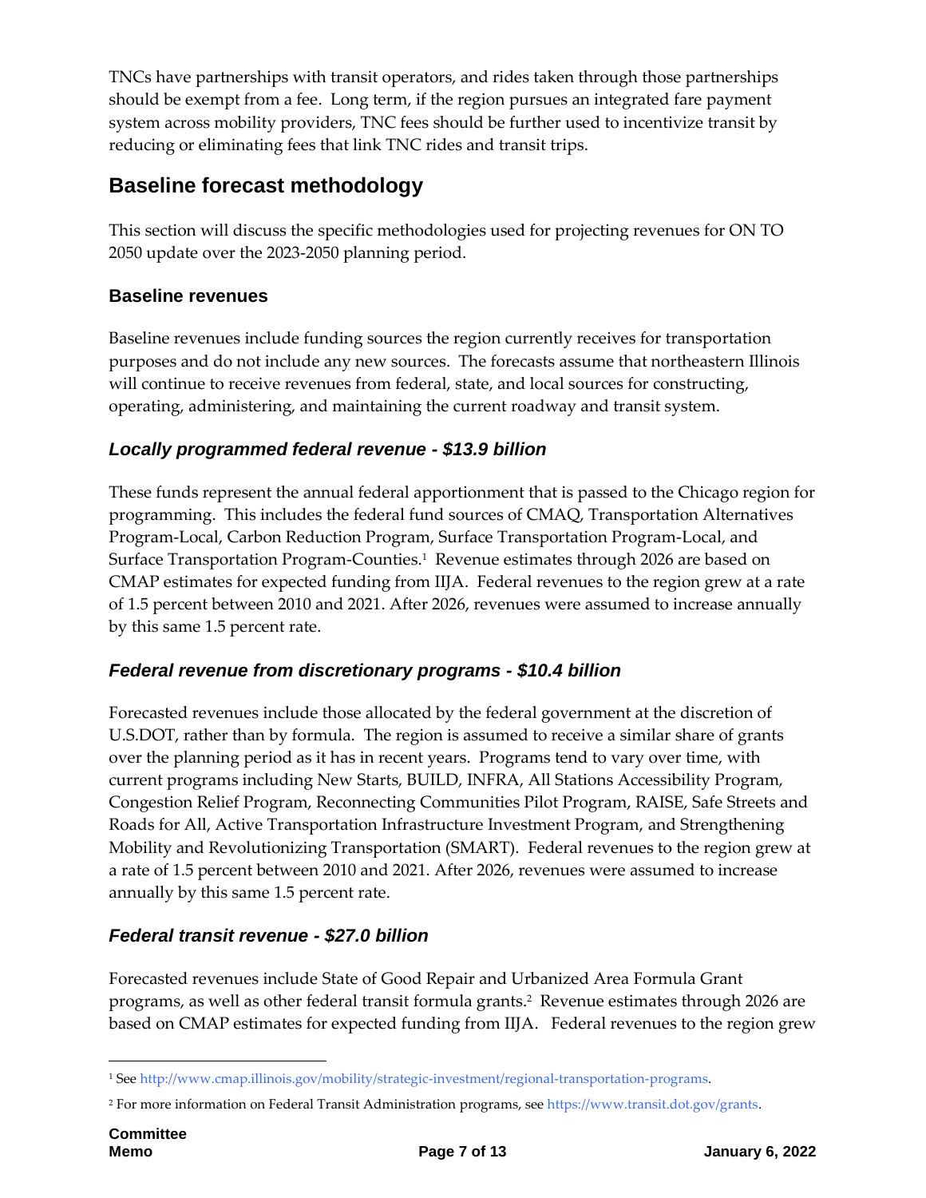TNCs have partnerships with transit operators, and rides taken through those partnerships should be exempt from a fee. Long term, if the region pursues an integrated fare payment system across mobility providers, TNC fees should be further used to incentivize transit by reducing or eliminating fees that link TNC rides and transit trips.

## Baseline forecast methodology

This section will discuss the specific methodologies used for projecting revenues for ON TO 2050 update over the 2023-2050 planning period.

### Baseline revenues

Baseline revenues include funding sources the region currently receives for transportation purposes and do not include any new sources. The forecasts assume that northeastern Illinois will continue to receive revenues from federal, state, and local sources for constructing, operating, administering, and maintaining the current roadway and transit system.

#### *Locally programmed federal revenue - $13.9 billion*

These funds represent the annual federal apportionment that is passed to the Chicago region for programming. This includes the federal fund sources of CMAQ, Transportation Alternatives Program-Local, Carbon Reduction Program, Surface Transportation Program-Local, and Surface Transportation Program-Counties.[1] Revenue estimates through 2026 are based on CMAP estimates for expected funding from IIJA. Federal revenues to the region grew at a rate of 1.5 percent between 2010 and 2021. After 2026, revenues were assumed to increase annually by this same 1.5 percent rate.

#### *Federal revenue from discretionary programs - $10.4 billion*

Forecasted revenues include those allocated by the federal government at the discretion of U.S.DOT, rather than by formula. The region is assumed to receive a similar share of grants over the planning period as it has in recent years. Programs tend to vary over time, with current programs including New Starts, BUILD, INFRA, All Stations Accessibility Program, Congestion Relief Program, Reconnecting Communities Pilot Program, RAISE, Safe Streets and Roads for All, Active Transportation Infrastructure Investment Program, and Strengthening Mobility and Revolutionizing Transportation (SMART). Federal revenues to the region grew at a rate of 1.5 percent between 2010 and 2021. After 2026, revenues were assumed to increase annually by this same 1.5 percent rate.

#### *Federal transit revenue - $27.0 billion*

Forecasted revenues include State of Good Repair and Urbanized Area Formula Grant programs, as well as other federal transit formula grants.[2] Revenue estimates through 2026 are based on CMAP estimates for expected funding from IIJA. Federal revenues to the region grew

[1] See http://www.cmap.illinois.gov/mobility/strategic-investment/regional-transportation-programs.

[2] For more information on Federal Transit Administration programs, see https://www.transit.dot.gov/grants.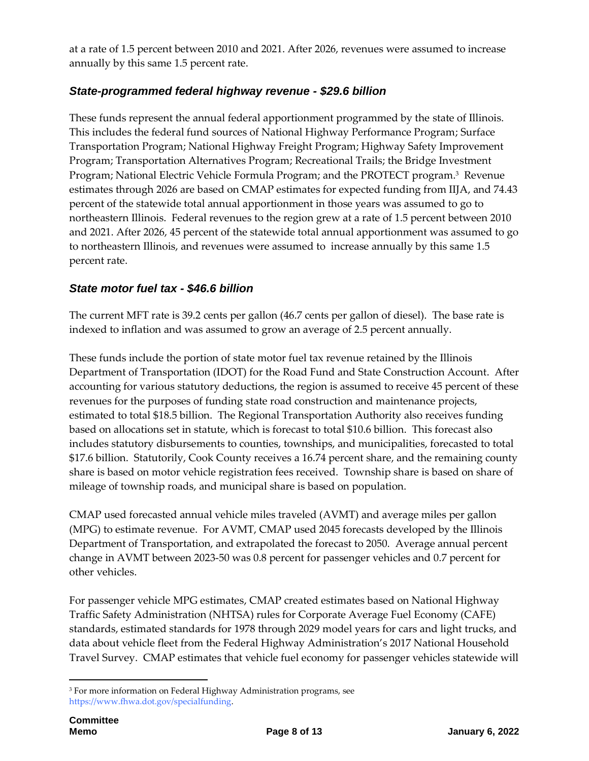at a rate of 1.5 percent between 2010 and 2021. After 2026, revenues were assumed to increase annually by this same 1.5 percent rate.

### *State-programmed federal highway revenue - $29.6 billion*

These funds represent the annual federal apportionment programmed by the state of Illinois. This includes the federal fund sources of National Highway Performance Program; Surface Transportation Program; National Highway Freight Program; Highway Safety Improvement Program; Transportation Alternatives Program; Recreational Trails; the Bridge Investment Program; National Electric Vehicle Formula Program; and the PROTECT program.[3] Revenue estimates through 2026 are based on CMAP estimates for expected funding from IIJA, and 74.43 percent of the statewide total annual apportionment in those years was assumed to go to northeastern Illinois. Federal revenues to the region grew at a rate of 1.5 percent between 2010 and 2021. After 2026, 45 percent of the statewide total annual apportionment was assumed to go to northeastern Illinois, and revenues were assumed to increase annually by this same 1.5 percent rate.

### *State motor fuel tax - $46.6 billion*

The current MFT rate is 39.2 cents per gallon (46.7 cents per gallon of diesel). The base rate is indexed to inflation and was assumed to grow an average of 2.5 percent annually.

These funds include the portion of state motor fuel tax revenue retained by the Illinois Department of Transportation (IDOT) for the Road Fund and State Construction Account. After accounting for various statutory deductions, the region is assumed to receive 45 percent of these revenues for the purposes of funding state road construction and maintenance projects, estimated to total $18.5 billion. The Regional Transportation Authority also receives funding based on allocations set in statute, which is forecast to total $10.6 billion. This forecast also includes statutory disbursements to counties, townships, and municipalities, forecasted to total $17.6 billion. Statutorily, Cook County receives a 16.74 percent share, and the remaining county share is based on motor vehicle registration fees received. Township share is based on share of mileage of township roads, and municipal share is based on population.

CMAP used forecasted annual vehicle miles traveled (AVMT) and average miles per gallon (MPG) to estimate revenue. For AVMT, CMAP used 2045 forecasts developed by the Illinois Department of Transportation, and extrapolated the forecast to 2050. Average annual percent change in AVMT between 2023-50 was 0.8 percent for passenger vehicles and 0.7 percent for other vehicles.

For passenger vehicle MPG estimates, CMAP created estimates based on National Highway Traffic Safety Administration (NHTSA) rules for Corporate Average Fuel Economy (CAFE) standards, estimated standards for 1978 through 2029 model years for cars and light trucks, and data about vehicle fleet from the Federal Highway Administration's 2017 National Household Travel Survey. CMAP estimates that vehicle fuel economy for passenger vehicles statewide will

---

[3] For more information on Federal Highway Administration programs, see https://www.fhwa.dot.gov/specialfunding.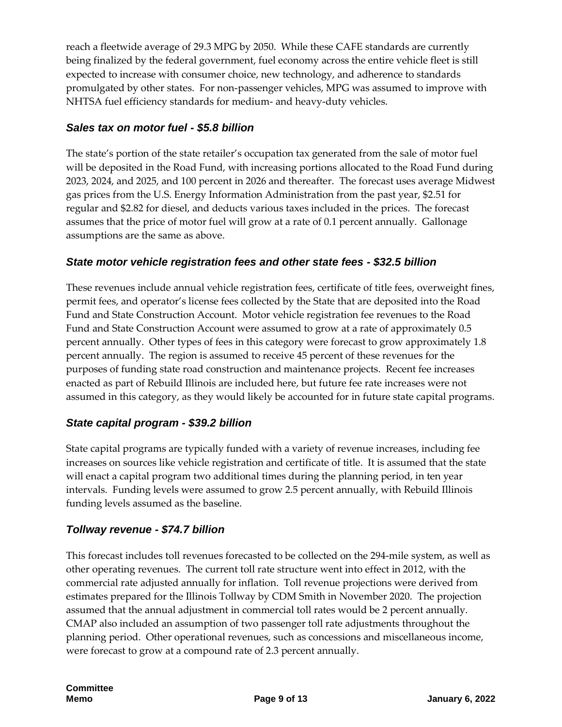reach a fleetwide average of 29.3 MPG by 2050. While these CAFE standards are currently being finalized by the federal government, fuel economy across the entire vehicle fleet is still expected to increase with consumer choice, new technology, and adherence to standards promulgated by other states. For non-passenger vehicles, MPG was assumed to improve with NHTSA fuel efficiency standards for medium- and heavy-duty vehicles.

### *Sales tax on motor fuel - $5.8 billion*

The state's portion of the state retailer's occupation tax generated from the sale of motor fuel will be deposited in the Road Fund, with increasing portions allocated to the Road Fund during 2023, 2024, and 2025, and 100 percent in 2026 and thereafter. The forecast uses average Midwest gas prices from the U.S. Energy Information Administration from the past year, $2.51 for regular and $2.82 for diesel, and deducts various taxes included in the prices. The forecast assumes that the price of motor fuel will grow at a rate of 0.1 percent annually. Gallonage assumptions are the same as above.

### *State motor vehicle registration fees and other state fees - $32.5 billion*

These revenues include annual vehicle registration fees, certificate of title fees, overweight fines, permit fees, and operator's license fees collected by the State that are deposited into the Road Fund and State Construction Account. Motor vehicle registration fee revenues to the Road Fund and State Construction Account were assumed to grow at a rate of approximately 0.5 percent annually. Other types of fees in this category were forecast to grow approximately 1.8 percent annually. The region is assumed to receive 45 percent of these revenues for the purposes of funding state road construction and maintenance projects. Recent fee increases enacted as part of Rebuild Illinois are included here, but future fee rate increases were not assumed in this category, as they would likely be accounted for in future state capital programs.

### *State capital program - $39.2 billion*

State capital programs are typically funded with a variety of revenue increases, including fee increases on sources like vehicle registration and certificate of title. It is assumed that the state will enact a capital program two additional times during the planning period, in ten year intervals. Funding levels were assumed to grow 2.5 percent annually, with Rebuild Illinois funding levels assumed as the baseline.

### *Tollway revenue - $74.7 billion*

This forecast includes toll revenues forecasted to be collected on the 294-mile system, as well as other operating revenues. The current toll rate structure went into effect in 2012, with the commercial rate adjusted annually for inflation. Toll revenue projections were derived from estimates prepared for the Illinois Tollway by CDM Smith in November 2020. The projection assumed that the annual adjustment in commercial toll rates would be 2 percent annually. CMAP also included an assumption of two passenger toll rate adjustments throughout the planning period. Other operational revenues, such as concessions and miscellaneous income, were forecast to grow at a compound rate of 2.3 percent annually.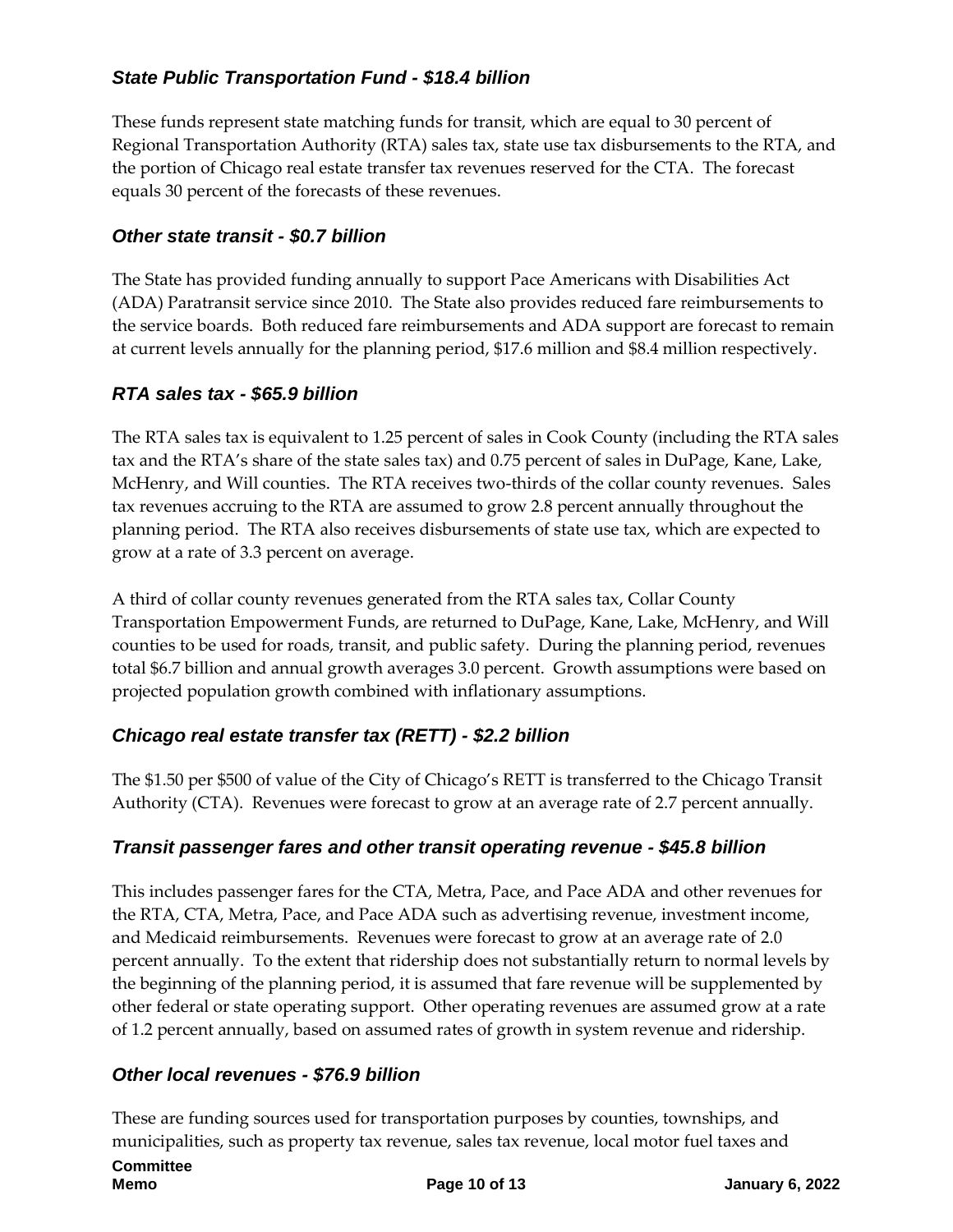### *State Public Transportation Fund - $18.4 billion*

These funds represent state matching funds for transit, which are equal to 30 percent of Regional Transportation Authority (RTA) sales tax, state use tax disbursements to the RTA, and the portion of Chicago real estate transfer tax revenues reserved for the CTA. The forecast equals 30 percent of the forecasts of these revenues.

### *Other state transit - $0.7 billion*

The State has provided funding annually to support Pace Americans with Disabilities Act (ADA) Paratransit service since 2010. The State also provides reduced fare reimbursements to the service boards. Both reduced fare reimbursements and ADA support are forecast to remain at current levels annually for the planning period, $17.6 million and $8.4 million respectively.

### *RTA sales tax - $65.9 billion*

The RTA sales tax is equivalent to 1.25 percent of sales in Cook County (including the RTA sales tax and the RTA's share of the state sales tax) and 0.75 percent of sales in DuPage, Kane, Lake, McHenry, and Will counties. The RTA receives two-thirds of the collar county revenues. Sales tax revenues accruing to the RTA are assumed to grow 2.8 percent annually throughout the planning period. The RTA also receives disbursements of state use tax, which are expected to grow at a rate of 3.3 percent on average.

A third of collar county revenues generated from the RTA sales tax, Collar County Transportation Empowerment Funds, are returned to DuPage, Kane, Lake, McHenry, and Will counties to be used for roads, transit, and public safety. During the planning period, revenues total $6.7 billion and annual growth averages 3.0 percent. Growth assumptions were based on projected population growth combined with inflationary assumptions.

### *Chicago real estate transfer tax (RETT) - $2.2 billion*

The $1.50 per $500 of value of the City of Chicago's RETT is transferred to the Chicago Transit Authority (CTA). Revenues were forecast to grow at an average rate of 2.7 percent annually.

### *Transit passenger fares and other transit operating revenue - $45.8 billion*

This includes passenger fares for the CTA, Metra, Pace, and Pace ADA and other revenues for the RTA, CTA, Metra, Pace, and Pace ADA such as advertising revenue, investment income, and Medicaid reimbursements. Revenues were forecast to grow at an average rate of 2.0 percent annually. To the extent that ridership does not substantially return to normal levels by the beginning of the planning period, it is assumed that fare revenue will be supplemented by other federal or state operating support. Other operating revenues are assumed grow at a rate of 1.2 percent annually, based on assumed rates of growth in system revenue and ridership.

### *Other local revenues - $76.9 billion*

These are funding sources used for transportation purposes by counties, townships, and municipalities, such as property tax revenue, sales tax revenue, local motor fuel taxes and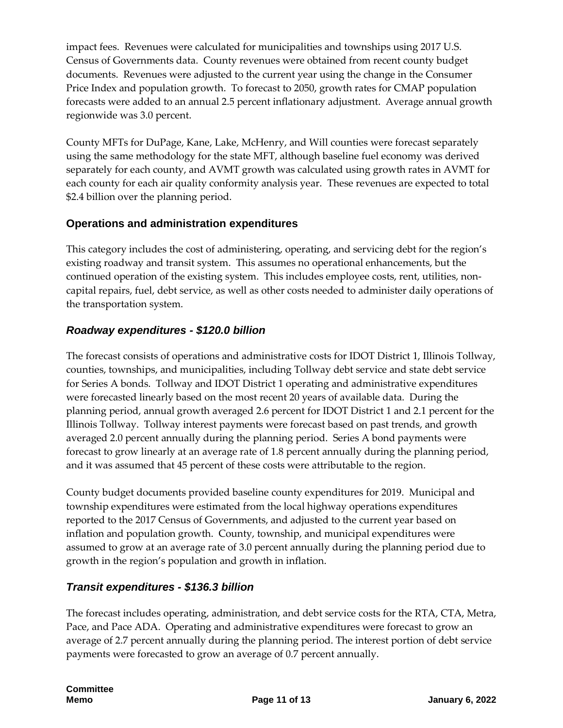impact fees. Revenues were calculated for municipalities and townships using 2017 U.S. Census of Governments data. County revenues were obtained from recent county budget documents. Revenues were adjusted to the current year using the change in the Consumer Price Index and population growth. To forecast to 2050, growth rates for CMAP population forecasts were added to an annual 2.5 percent inflationary adjustment. Average annual growth regionwide was 3.0 percent.

County MFTs for DuPage, Kane, Lake, McHenry, and Will counties were forecast separately using the same methodology for the state MFT, although baseline fuel economy was derived separately for each county, and AVMT growth was calculated using growth rates in AVMT for each county for each air quality conformity analysis year. These revenues are expected to total \$2.4 billion over the planning period.

## Operations and administration expenditures

This category includes the cost of administering, operating, and servicing debt for the region's existing roadway and transit system. This assumes no operational enhancements, but the continued operation of the existing system. This includes employee costs, rent, utilities, non-capital repairs, fuel, debt service, as well as other costs needed to administer daily operations of the transportation system.

### *Roadway expenditures - \$120.0 billion*

The forecast consists of operations and administrative costs for IDOT District 1, Illinois Tollway, counties, townships, and municipalities, including Tollway debt service and state debt service for Series A bonds. Tollway and IDOT District 1 operating and administrative expenditures were forecasted linearly based on the most recent 20 years of available data. During the planning period, annual growth averaged 2.6 percent for IDOT District 1 and 2.1 percent for the Illinois Tollway. Tollway interest payments were forecast based on past trends, and growth averaged 2.0 percent annually during the planning period. Series A bond payments were forecast to grow linearly at an average rate of 1.8 percent annually during the planning period, and it was assumed that 45 percent of these costs were attributable to the region.

County budget documents provided baseline county expenditures for 2019. Municipal and township expenditures were estimated from the local highway operations expenditures reported to the 2017 Census of Governments, and adjusted to the current year based on inflation and population growth. County, township, and municipal expenditures were assumed to grow at an average rate of 3.0 percent annually during the planning period due to growth in the region's population and growth in inflation.

### *Transit expenditures - \$136.3 billion*

The forecast includes operating, administration, and debt service costs for the RTA, CTA, Metra, Pace, and Pace ADA. Operating and administrative expenditures were forecast to grow an average of 2.7 percent annually during the planning period. The interest portion of debt service payments were forecasted to grow an average of 0.7 percent annually.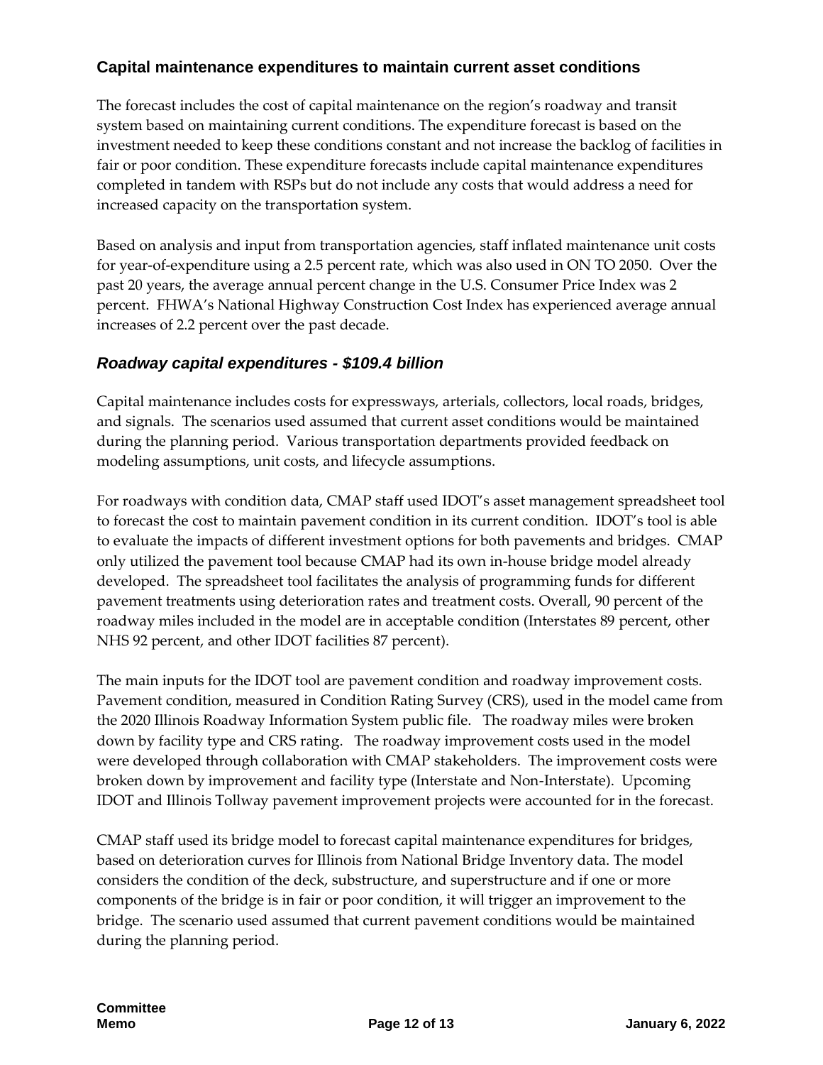## Capital maintenance expenditures to maintain current asset conditions

The forecast includes the cost of capital maintenance on the region's roadway and transit system based on maintaining current conditions. The expenditure forecast is based on the investment needed to keep these conditions constant and not increase the backlog of facilities in fair or poor condition. These expenditure forecasts include capital maintenance expenditures completed in tandem with RSPs but do not include any costs that would address a need for increased capacity on the transportation system.

Based on analysis and input from transportation agencies, staff inflated maintenance unit costs for year-of-expenditure using a 2.5 percent rate, which was also used in ON TO 2050. Over the past 20 years, the average annual percent change in the U.S. Consumer Price Index was 2 percent. FHWA's National Highway Construction Cost Index has experienced average annual increases of 2.2 percent over the past decade.

### *Roadway capital expenditures - $109.4 billion*

Capital maintenance includes costs for expressways, arterials, collectors, local roads, bridges, and signals. The scenarios used assumed that current asset conditions would be maintained during the planning period. Various transportation departments provided feedback on modeling assumptions, unit costs, and lifecycle assumptions.

For roadways with condition data, CMAP staff used IDOT's asset management spreadsheet tool to forecast the cost to maintain pavement condition in its current condition. IDOT's tool is able to evaluate the impacts of different investment options for both pavements and bridges. CMAP only utilized the pavement tool because CMAP had its own in-house bridge model already developed. The spreadsheet tool facilitates the analysis of programming funds for different pavement treatments using deterioration rates and treatment costs. Overall, 90 percent of the roadway miles included in the model are in acceptable condition (Interstates 89 percent, other NHS 92 percent, and other IDOT facilities 87 percent).

The main inputs for the IDOT tool are pavement condition and roadway improvement costs. Pavement condition, measured in Condition Rating Survey (CRS), used in the model came from the 2020 Illinois Roadway Information System public file. The roadway miles were broken down by facility type and CRS rating. The roadway improvement costs used in the model were developed through collaboration with CMAP stakeholders. The improvement costs were broken down by improvement and facility type (Interstate and Non-Interstate). Upcoming IDOT and Illinois Tollway pavement improvement projects were accounted for in the forecast.

CMAP staff used its bridge model to forecast capital maintenance expenditures for bridges, based on deterioration curves for Illinois from National Bridge Inventory data. The model considers the condition of the deck, substructure, and superstructure and if one or more components of the bridge is in fair or poor condition, it will trigger an improvement to the bridge. The scenario used assumed that current pavement conditions would be maintained during the planning period.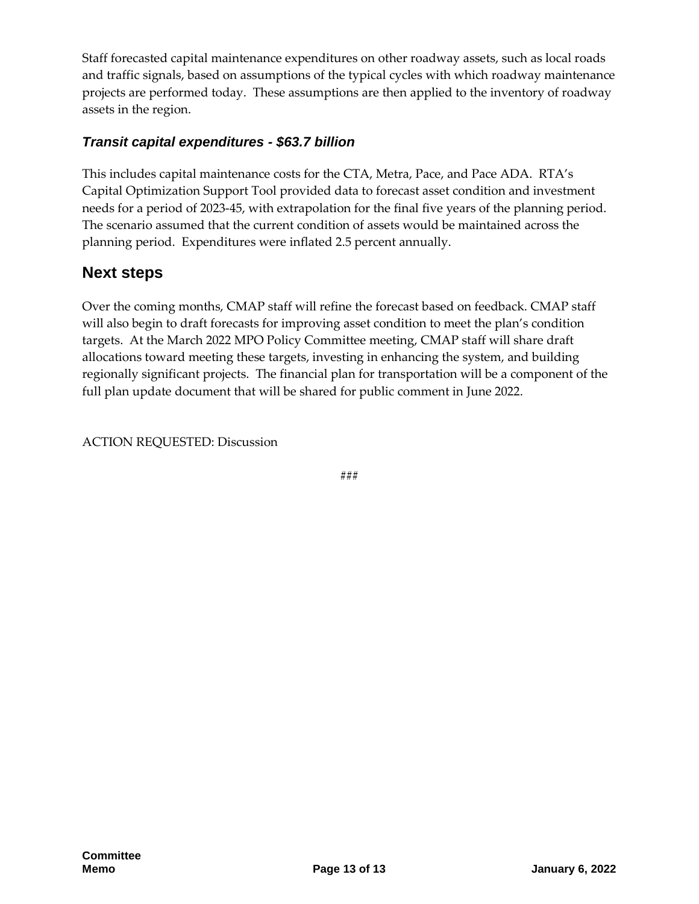Staff forecasted capital maintenance expenditures on other roadway assets, such as local roads and traffic signals, based on assumptions of the typical cycles with which roadway maintenance projects are performed today. These assumptions are then applied to the inventory of roadway assets in the region.

### *Transit capital expenditures - $63.7 billion*

This includes capital maintenance costs for the CTA, Metra, Pace, and Pace ADA. RTA's Capital Optimization Support Tool provided data to forecast asset condition and investment needs for a period of 2023-45, with extrapolation for the final five years of the planning period. The scenario assumed that the current condition of assets would be maintained across the planning period. Expenditures were inflated 2.5 percent annually.

## Next steps

Over the coming months, CMAP staff will refine the forecast based on feedback. CMAP staff will also begin to draft forecasts for improving asset condition to meet the plan's condition targets. At the March 2022 MPO Policy Committee meeting, CMAP staff will share draft allocations toward meeting these targets, investing in enhancing the system, and building regionally significant projects. The financial plan for transportation will be a component of the full plan update document that will be shared for public comment in June 2022.

ACTION REQUESTED: Discussion

###